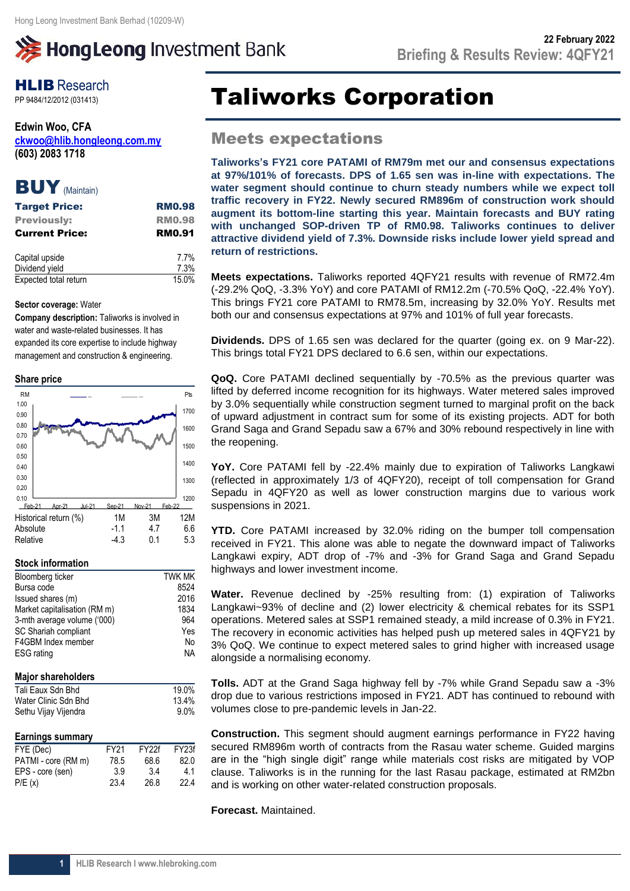Hong Leong Investment Bank Berhad (10209-W)

**22 February 2022**

**Briefing & Results Review: 4QFY21**

# Taliworks Corporation

## Meets expectations

**HLIB Research**
PP 9484/12/2012 (031413)

**Edwin Woo, CFA**
**ckwoo@hlib.hongleong.com.my**
**(603) 2083 1718**

**BUY** (Maintain)

| | |
|---|---|
| **Target Price:** | **RM0.98** |
| **Previously:** | **RM0.98** |
| **Current Price:** | **RM0.91** |

| | |
|---|---|
| Capital upside | 7.7% |
| Dividend yield | 7.3% |
| Expected total return | 15.0% |

**Sector coverage:** Water

**Company description:** Taliworks is involved in water and waste-related businesses. It has expanded its core expertise to include highway management and construction & engineering.

**Share price**

| Historical return (%) | 1M | 3M | 12M |
|---|---|---|---|
| Absolute | -1.1 | 4.7 | 6.6 |
| Relative | -4.3 | 0.1 | 5.3 |

**Stock information**

| | |
|---|---|
| Bloomberg ticker | TWK MK |
| Bursa code | 8524 |
| Issued shares (m) | 2016 |
| Market capitalisation (RM m) | 1834 |
| 3-mth average volume ('000) | 964 |
| SC Shariah compliant | Yes |
| F4GBM Index member | No |
| ESG rating | NA |

**Major shareholders**

| | |
|---|---|
| Tali Eaux Sdn Bhd | 19.0% |
| Water Clinic Sdn Bhd | 13.4% |
| Sethu Vijay Vijendra | 9.0% |

**Earnings summary**

| FYE (Dec) | FY21 | FY22f | FY23f |
|---|---|---|---|
| PATMI - core (RM m) | 78.5 | 68.6 | 82.0 |
| EPS - core (sen) | 3.9 | 3.4 | 4.1 |
| P/E (x) | 23.4 | 26.8 | 22.4 |

**Taliworks's FY21 core PATAMI of RM79m met our and consensus expectations at 97%/101% of forecasts. DPS of 1.65 sen was in-line with expectations. The water segment should continue to churn steady numbers while we expect toll traffic recovery in FY22. Newly secured RM896m of construction work should augment its bottom-line starting this year. Maintain forecasts and BUY rating with unchanged SOP-driven TP of RM0.98. Taliworks continues to deliver attractive dividend yield of 7.3%. Downside risks include lower yield spread and return of restrictions.**

**Meets expectations.** Taliworks reported 4QFY21 results with revenue of RM72.4m (-29.2% QoQ, -3.3% YoY) and core PATAMI of RM12.2m (-70.5% QoQ, -22.4% YoY). This brings FY21 core PATAMI to RM78.5m, increasing by 32.0% YoY. Results met both our and consensus expectations at 97% and 101% of full year forecasts.

**Dividends.** DPS of 1.65 sen was declared for the quarter (going ex. on 9 Mar-22). This brings total FY21 DPS declared to 6.6 sen, within our expectations.

**QoQ.** Core PATAMI declined sequentially by -70.5% as the previous quarter was lifted by deferred income recognition for its highways. Water metered sales improved by 3.0% sequentially while construction segment turned to marginal profit on the back of upward adjustment in contract sum for some of its existing projects. ADT for both Grand Saga and Grand Sepadu saw a 67% and 30% rebound respectively in line with the reopening.

**YoY.** Core PATAMI fell by -22.4% mainly due to expiration of Taliworks Langkawi (reflected in approximately 1/3 of 4QFY20), receipt of toll compensation for Grand Sepadu in 4QFY20 as well as lower construction margins due to various work suspensions in 2021.

**YTD.** Core PATAMI increased by 32.0% riding on the bumper toll compensation received in FY21. This alone was able to negate the downward impact of Taliworks Langkawi expiry, ADT drop of -7% and -3% for Grand Saga and Grand Sepadu highways and lower investment income.

**Water.** Revenue declined by -25% resulting from: (1) expiration of Taliworks Langkawi~93% of decline and (2) lower electricity & chemical rebates for its SSP1 operations. Metered sales at SSP1 remained steady, a mild increase of 0.3% in FY21. The recovery in economic activities has helped push up metered sales in 4QFY21 by 3% QoQ. We continue to expect metered sales to grind higher with increased usage alongside a normalising economy.

**Tolls.** ADT at the Grand Saga highway fell by -7% while Grand Sepadu saw a -3% drop due to various restrictions imposed in FY21. ADT has continued to rebound with volumes close to pre-pandemic levels in Jan-22.

**Construction.** This segment should augment earnings performance in FY22 having secured RM896m worth of contracts from the Rasau water scheme. Guided margins are in the "high single digit" range while materials cost risks are mitigated by VOP clause. Taliworks is in the running for the last Rasau package, estimated at RM2bn and is working on other water-related construction proposals.

**Forecast.** Maintained.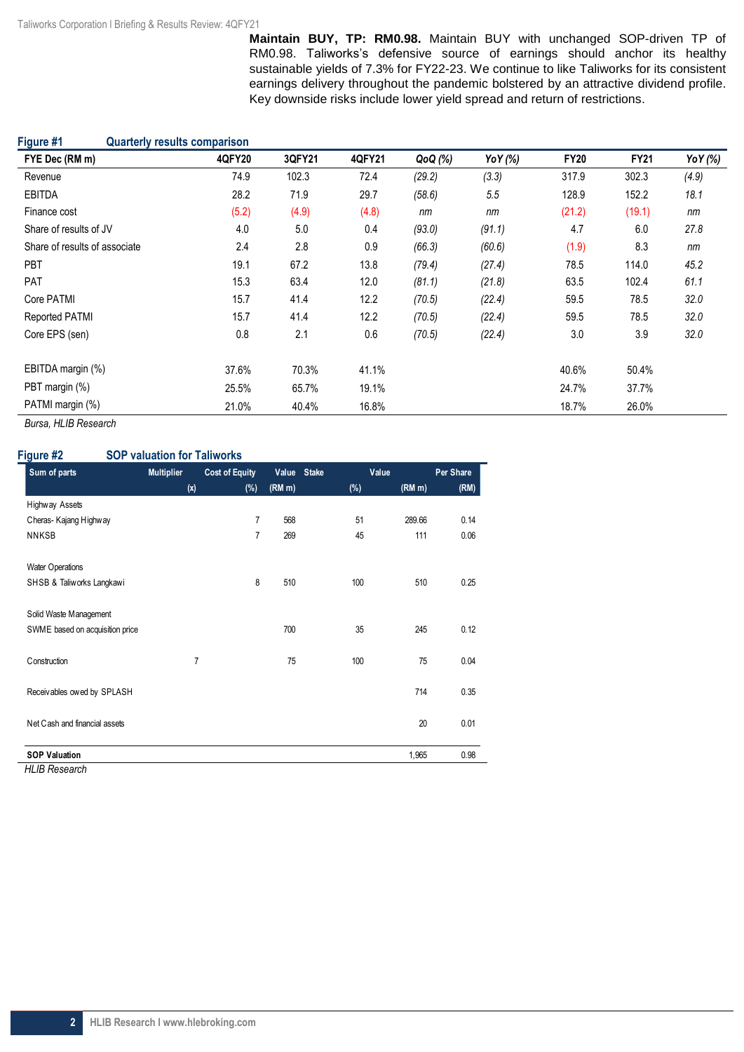**Maintain BUY, TP: RM0.98.** Maintain BUY with unchanged SOP-driven TP of RM0.98. Taliworks's defensive source of earnings should anchor its healthy sustainable yields of 7.3% for FY22-23. We continue to like Taliworks for its consistent earnings delivery throughout the pandemic bolstered by an attractive dividend profile. Key downside risks include lower yield spread and return of restrictions.

**Figure #1 Quarterly results comparison**

| FYE Dec (RM m) | 4QFY20 | 3QFY21 | 4QFY21 | QoQ (%) | YoY (%) | FY20 | FY21 | YoY (%) |
|---|---|---|---|---|---|---|---|---|
| Revenue | 74.9 | 102.3 | 72.4 | (29.2) | (3.3) | 317.9 | 302.3 | (4.9) |
| EBITDA | 28.2 | 71.9 | 29.7 | (58.6) | 5.5 | 128.9 | 152.2 | 18.1 |
| Finance cost | (5.2) | (4.9) | (4.8) | nm | nm | (21.2) | (19.1) | nm |
| Share of results of JV | 4.0 | 5.0 | 0.4 | (93.0) | (91.1) | 4.7 | 6.0 | 27.8 |
| Share of results of associate | 2.4 | 2.8 | 0.9 | (66.3) | (60.6) | (1.9) | 8.3 | nm |
| PBT | 19.1 | 67.2 | 13.8 | (79.4) | (27.4) | 78.5 | 114.0 | 45.2 |
| PAT | 15.3 | 63.4 | 12.0 | (81.1) | (21.8) | 63.5 | 102.4 | 61.1 |
| Core PATMI | 15.7 | 41.4 | 12.2 | (70.5) | (22.4) | 59.5 | 78.5 | 32.0 |
| Reported PATMI | 15.7 | 41.4 | 12.2 | (70.5) | (22.4) | 59.5 | 78.5 | 32.0 |
| Core EPS (sen) | 0.8 | 2.1 | 0.6 | (70.5) | (22.4) | 3.0 | 3.9 | 32.0 |
| | | | | | | | | |
| EBITDA margin (%) | 37.6% | 70.3% | 41.1% | | | 40.6% | 50.4% | |
| PBT margin (%) | 25.5% | 65.7% | 19.1% | | | 24.7% | 37.7% | |
| PATMI margin (%) | 21.0% | 40.4% | 16.8% | | | 18.7% | 26.0% | |

*Bursa, HLIB Research*

**Figure #2 SOP valuation for Taliworks**

| Sum of parts | Multiplier (x) | Cost of Equity (%) | Value (RM m) | Stake (%) | Value (RM m) | Per Share (RM) |
|---|---|---|---|---|---|---|
| Highway Assets | | | | | | |
| Cheras- Kajang Highway | | 7 | 568 | 51 | 289.66 | 0.14 |
| NNKSB | | 7 | 269 | 45 | 111 | 0.06 |
| Water Operations | | | | | | |
| SHSB & Taliworks Langkawi | | 8 | 510 | 100 | 510 | 0.25 |
| Solid Waste Management | | | | | | |
| SWME based on acquisition price | | | 700 | 35 | 245 | 0.12 |
| Construction | 7 | | 75 | 100 | 75 | 0.04 |
| Receivables owed by SPLASH | | | | | 714 | 0.35 |
| Net Cash and financial assets | | | | | 20 | 0.01 |
| **SOP Valuation** | | | | | 1,965 | 0.98 |

*HLIB Research*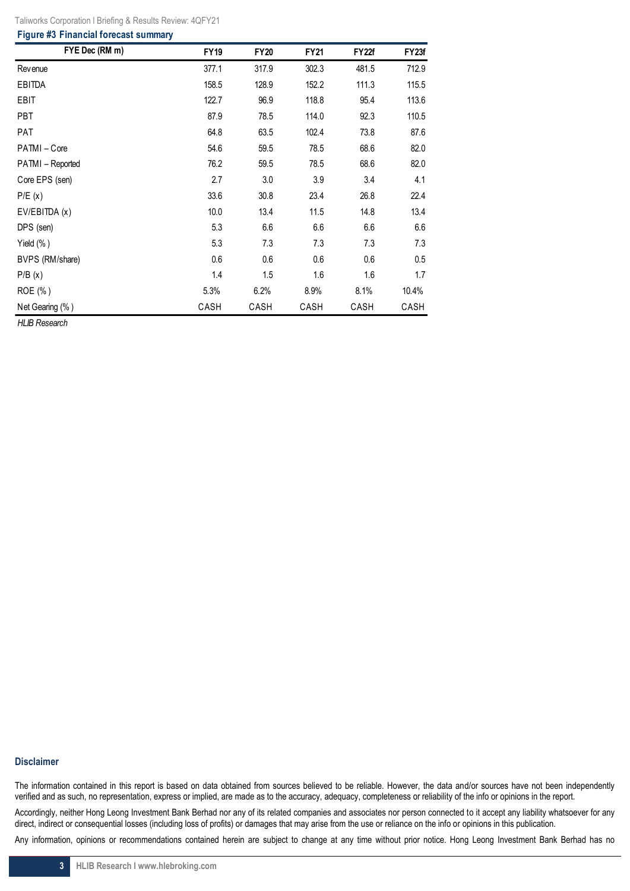**Figure #3 Financial forecast summary**

| FYE Dec (RM m) | FY19 | FY20 | FY21 | FY22f | FY23f |
|---|---|---|---|---|---|
| Revenue | 377.1 | 317.9 | 302.3 | 481.5 | 712.9 |
| EBITDA | 158.5 | 128.9 | 152.2 | 111.3 | 115.5 |
| EBIT | 122.7 | 96.9 | 118.8 | 95.4 | 113.6 |
| PBT | 87.9 | 78.5 | 114.0 | 92.3 | 110.5 |
| PAT | 64.8 | 63.5 | 102.4 | 73.8 | 87.6 |
| PATMI – Core | 54.6 | 59.5 | 78.5 | 68.6 | 82.0 |
| PATMI – Reported | 76.2 | 59.5 | 78.5 | 68.6 | 82.0 |
| Core EPS (sen) | 2.7 | 3.0 | 3.9 | 3.4 | 4.1 |
| P/E (x) | 33.6 | 30.8 | 23.4 | 26.8 | 22.4 |
| EV/EBITDA (x) | 10.0 | 13.4 | 11.5 | 14.8 | 13.4 |
| DPS (sen) | 5.3 | 6.6 | 6.6 | 6.6 | 6.6 |
| Yield (%) | 5.3 | 7.3 | 7.3 | 7.3 | 7.3 |
| BVPS (RM/share) | 0.6 | 0.6 | 0.6 | 0.6 | 0.5 |
| P/B (x) | 1.4 | 1.5 | 1.6 | 1.6 | 1.7 |
| ROE (%) | 5.3% | 6.2% | 8.9% | 8.1% | 10.4% |
| Net Gearing (%) | CASH | CASH | CASH | CASH | CASH |

*HLIB Research*

**Disclaimer**

The information contained in this report is based on data obtained from sources believed to be reliable. However, the data and/or sources have not been independently verified and as such, no representation, express or implied, are made as to the accuracy, adequacy, completeness or reliability of the info or opinions in the report.

Accordingly, neither Hong Leong Investment Bank Berhad nor any of its related companies and associates nor person connected to it accept any liability whatsoever for any direct, indirect or consequential losses (including loss of profits) or damages that may arise from the use or reliance on the info or opinions in this publication.

Any information, opinions or recommendations contained herein are subject to change at any time without prior notice. Hong Leong Investment Bank Berhad has no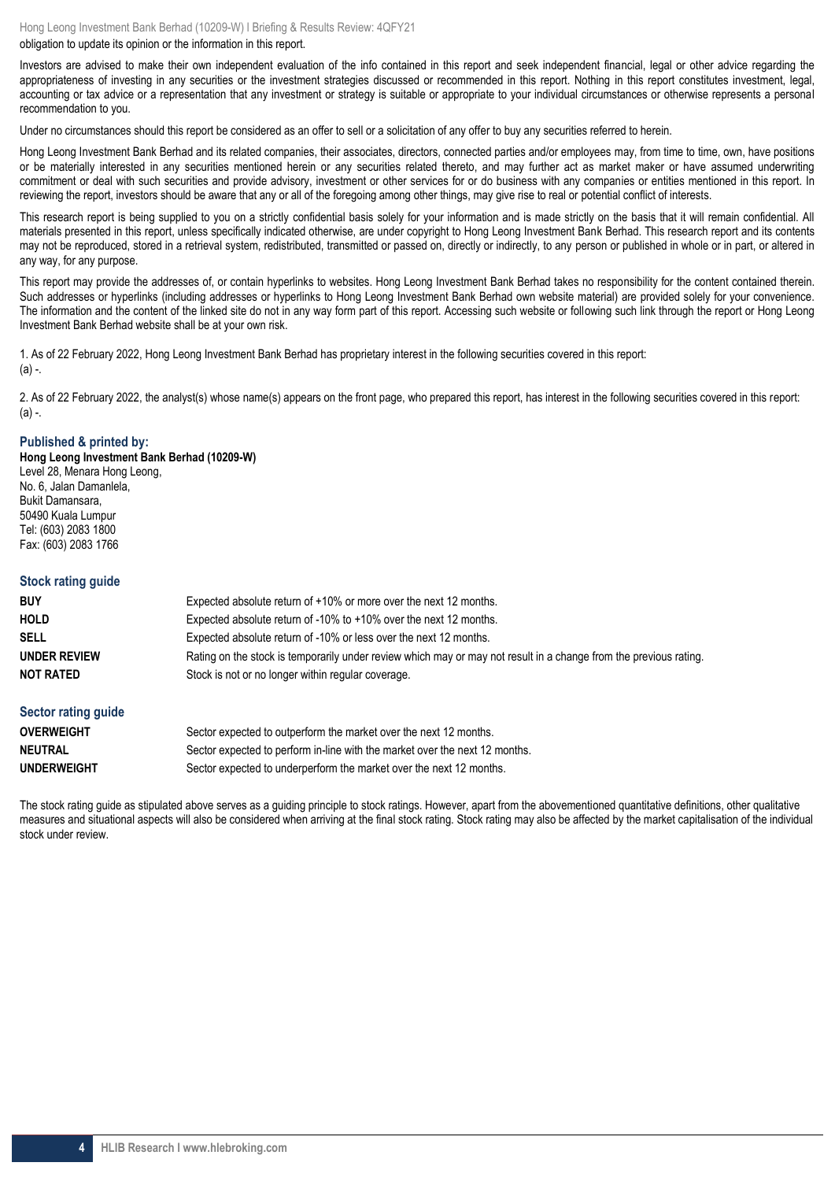obligation to update its opinion or the information in this report.

Investors are advised to make their own independent evaluation of the info contained in this report and seek independent financial, legal or other advice regarding the appropriateness of investing in any securities or the investment strategies discussed or recommended in this report. Nothing in this report constitutes investment, legal, accounting or tax advice or a representation that any investment or strategy is suitable or appropriate to your individual circumstances or otherwise represents a personal recommendation to you.

Under no circumstances should this report be considered as an offer to sell or a solicitation of any offer to buy any securities referred to herein.

Hong Leong Investment Bank Berhad and its related companies, their associates, directors, connected parties and/or employees may, from time to time, own, have positions or be materially interested in any securities mentioned herein or any securities related thereto, and may further act as market maker or have assumed underwriting commitment or deal with such securities and provide advisory, investment or other services for or do business with any companies or entities mentioned in this report. In reviewing the report, investors should be aware that any or all of the foregoing among other things, may give rise to real or potential conflict of interests.

This research report is being supplied to you on a strictly confidential basis solely for your information and is made strictly on the basis that it will remain confidential. All materials presented in this report, unless specifically indicated otherwise, are under copyright to Hong Leong Investment Bank Berhad. This research report and its contents may not be reproduced, stored in a retrieval system, redistributed, transmitted or passed on, directly or indirectly, to any person or published in whole or in part, or altered in any way, for any purpose.

This report may provide the addresses of, or contain hyperlinks to websites. Hong Leong Investment Bank Berhad takes no responsibility for the content contained therein. Such addresses or hyperlinks (including addresses or hyperlinks to Hong Leong Investment Bank Berhad own website material) are provided solely for your convenience. The information and the content of the linked site do not in any way form part of this report. Accessing such website or following such link through the report or Hong Leong Investment Bank Berhad website shall be at your own risk.

1. As of 22 February 2022, Hong Leong Investment Bank Berhad has proprietary interest in the following securities covered in this report:
(a) -.

2. As of 22 February 2022, the analyst(s) whose name(s) appears on the front page, who prepared this report, has interest in the following securities covered in this report:
(a) -.

### Published & printed by:

**Hong Leong Investment Bank Berhad (10209-W)**
Level 28, Menara Hong Leong,
No. 6, Jalan Damanlela,
Bukit Damansara,
50490 Kuala Lumpur
Tel: (603) 2083 1800
Fax: (603) 2083 1766

### Stock rating guide

| | |
|---|---|
| **BUY** | Expected absolute return of +10% or more over the next 12 months. |
| **HOLD** | Expected absolute return of -10% to +10% over the next 12 months. |
| **SELL** | Expected absolute return of -10% or less over the next 12 months. |
| **UNDER REVIEW** | Rating on the stock is temporarily under review which may or may not result in a change from the previous rating. |
| **NOT RATED** | Stock is not or no longer within regular coverage. |

### Sector rating guide

| | |
|---|---|
| **OVERWEIGHT** | Sector expected to outperform the market over the next 12 months. |
| **NEUTRAL** | Sector expected to perform in-line with the market over the next 12 months. |
| **UNDERWEIGHT** | Sector expected to underperform the market over the next 12 months. |

The stock rating guide as stipulated above serves as a guiding principle to stock ratings. However, apart from the abovementioned quantitative definitions, other qualitative measures and situational aspects will also be considered when arriving at the final stock rating. Stock rating may also be affected by the market capitalisation of the individual stock under review.